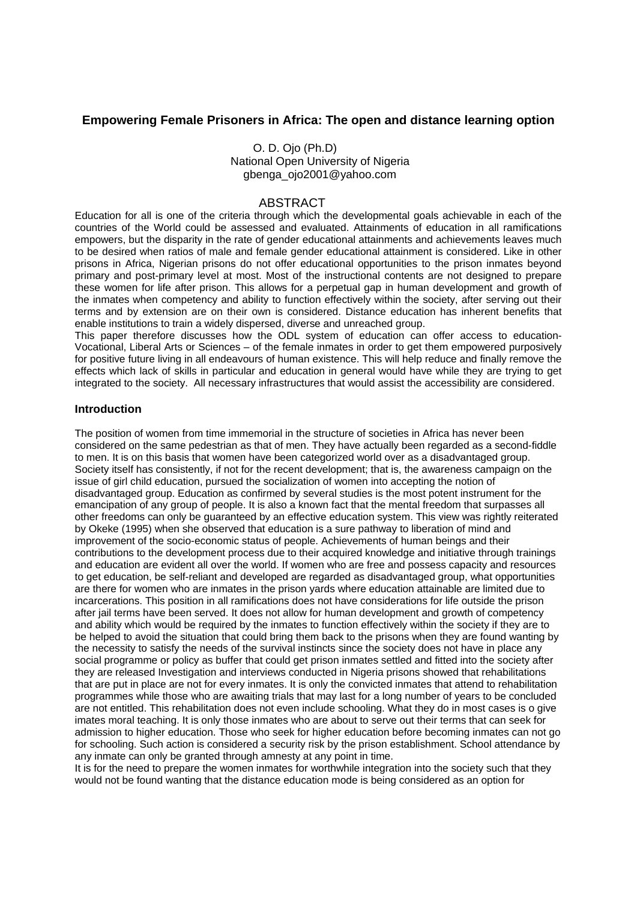# Empowering Female Prisoners in Africa: The open and distance learning option

O. D. Ojo (Ph.D)
National Open University of Nigeria
gbenga_ojo2001@yahoo.com

## ABSTRACT

Education for all is one of the criteria through which the developmental goals achievable in each of the countries of the World could be assessed and evaluated. Attainments of education in all ramifications empowers, but the disparity in the rate of gender educational attainments and achievements leaves much to be desired when ratios of male and female gender educational attainment is considered. Like in other prisons in Africa, Nigerian prisons do not offer educational opportunities to the prison inmates beyond primary and post-primary level at most. Most of the instructional contents are not designed to prepare these women for life after prison. This allows for a perpetual gap in human development and growth of the inmates when competency and ability to function effectively within the society, after serving out their terms and by extension are on their own is considered. Distance education has inherent benefits that enable institutions to train a widely dispersed, diverse and unreached group.

This paper therefore discusses how the ODL system of education can offer access to education-Vocational, Liberal Arts or Sciences – of the female inmates in order to get them empowered purposively for positive future living in all endeavours of human existence. This will help reduce and finally remove the effects which lack of skills in particular and education in general would have while they are trying to get integrated to the society. All necessary infrastructures that would assist the accessibility are considered.

### Introduction

The position of women from time immemorial in the structure of societies in Africa has never been considered on the same pedestrian as that of men. They have actually been regarded as a second-fiddle to men. It is on this basis that women have been categorized world over as a disadvantaged group. Society itself has consistently, if not for the recent development; that is, the awareness campaign on the issue of girl child education, pursued the socialization of women into accepting the notion of disadvantaged group. Education as confirmed by several studies is the most potent instrument for the emancipation of any group of people. It is also a known fact that the mental freedom that surpasses all other freedoms can only be guaranteed by an effective education system. This view was rightly reiterated by Okeke (1995) when she observed that education is a sure pathway to liberation of mind and improvement of the socio-economic status of people. Achievements of human beings and their contributions to the development process due to their acquired knowledge and initiative through trainings and education are evident all over the world. If women who are free and possess capacity and resources to get education, be self-reliant and developed are regarded as disadvantaged group, what opportunities are there for women who are inmates in the prison yards where education attainable are limited due to incarcerations. This position in all ramifications does not have considerations for life outside the prison after jail terms have been served. It does not allow for human development and growth of competency and ability which would be required by the inmates to function effectively within the society if they are to be helped to avoid the situation that could bring them back to the prisons when they are found wanting by the necessity to satisfy the needs of the survival instincts since the society does not have in place any social programme or policy as buffer that could get prison inmates settled and fitted into the society after they are released Investigation and interviews conducted in Nigeria prisons showed that rehabilitations that are put in place are not for every inmates. It is only the convicted inmates that attend to rehabilitation programmes while those who are awaiting trials that may last for a long number of years to be concluded are not entitled. This rehabilitation does not even include schooling. What they do in most cases is o give imates moral teaching. It is only those inmates who are about to serve out their terms that can seek for admission to higher education. Those who seek for higher education before becoming inmates can not go for schooling. Such action is considered a security risk by the prison establishment. School attendance by any inmate can only be granted through amnesty at any point in time.

It is for the need to prepare the women inmates for worthwhile integration into the society such that they would not be found wanting that the distance education mode is being considered as an option for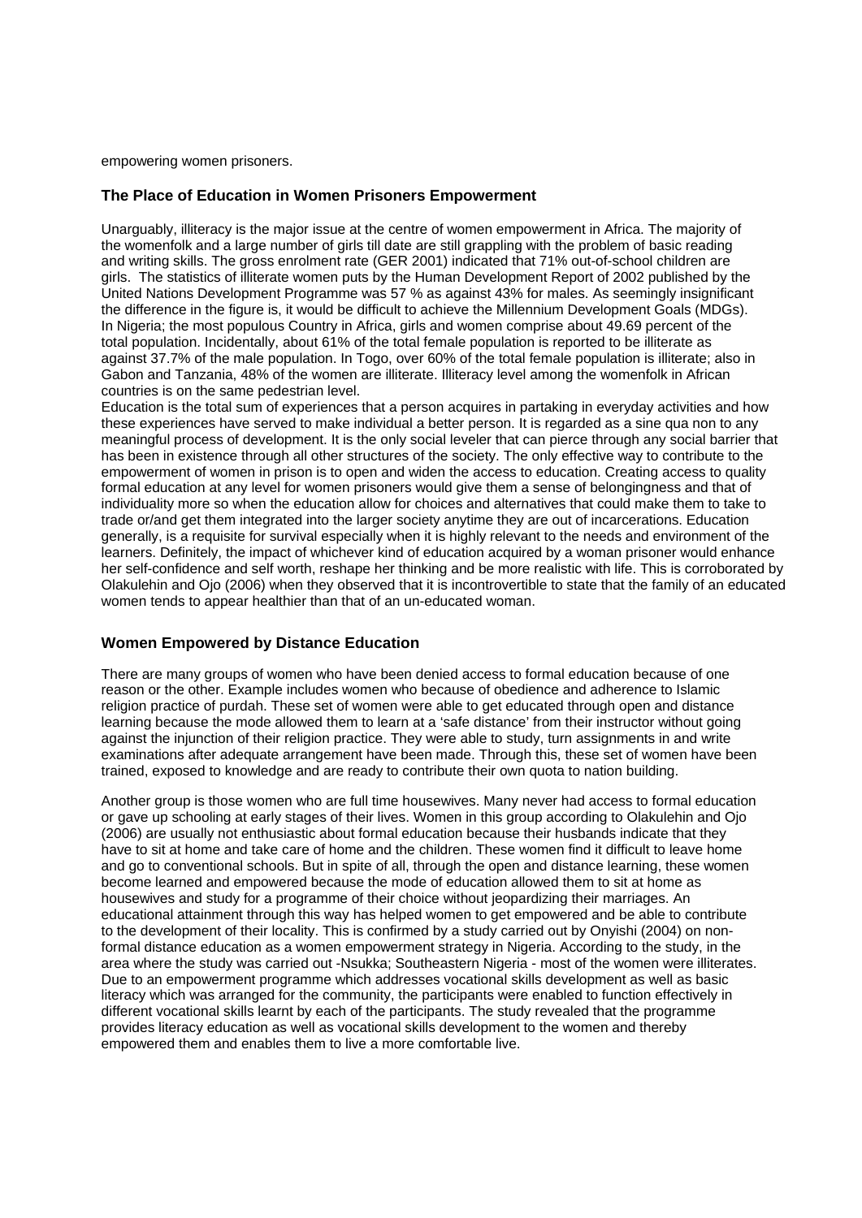empowering women prisoners.

### The Place of Education in Women Prisoners Empowerment

Unarguably, illiteracy is the major issue at the centre of women empowerment in Africa. The majority of the womenfolk and a large number of girls till date are still grappling with the problem of basic reading and writing skills. The gross enrolment rate (GER 2001) indicated that 71% out-of-school children are girls. The statistics of illiterate women puts by the Human Development Report of 2002 published by the United Nations Development Programme was 57 % as against 43% for males. As seemingly insignificant the difference in the figure is, it would be difficult to achieve the Millennium Development Goals (MDGs). In Nigeria; the most populous Country in Africa, girls and women comprise about 49.69 percent of the total population. Incidentally, about 61% of the total female population is reported to be illiterate as against 37.7% of the male population. In Togo, over 60% of the total female population is illiterate; also in Gabon and Tanzania, 48% of the women are illiterate. Illiteracy level among the womenfolk in African countries is on the same pedestrian level.

Education is the total sum of experiences that a person acquires in partaking in everyday activities and how these experiences have served to make individual a better person. It is regarded as a sine qua non to any meaningful process of development. It is the only social leveler that can pierce through any social barrier that has been in existence through all other structures of the society. The only effective way to contribute to the empowerment of women in prison is to open and widen the access to education. Creating access to quality formal education at any level for women prisoners would give them a sense of belongingness and that of individuality more so when the education allow for choices and alternatives that could make them to take to trade or/and get them integrated into the larger society anytime they are out of incarcerations. Education generally, is a requisite for survival especially when it is highly relevant to the needs and environment of the learners. Definitely, the impact of whichever kind of education acquired by a woman prisoner would enhance her self-confidence and self worth, reshape her thinking and be more realistic with life. This is corroborated by Olakulehin and Ojo (2006) when they observed that it is incontrovertible to state that the family of an educated women tends to appear healthier than that of an un-educated woman.

### Women Empowered by Distance Education

There are many groups of women who have been denied access to formal education because of one reason or the other. Example includes women who because of obedience and adherence to Islamic religion practice of purdah. These set of women were able to get educated through open and distance learning because the mode allowed them to learn at a 'safe distance' from their instructor without going against the injunction of their religion practice. They were able to study, turn assignments in and write examinations after adequate arrangement have been made. Through this, these set of women have been trained, exposed to knowledge and are ready to contribute their own quota to nation building.

Another group is those women who are full time housewives. Many never had access to formal education or gave up schooling at early stages of their lives. Women in this group according to Olakulehin and Ojo (2006) are usually not enthusiastic about formal education because their husbands indicate that they have to sit at home and take care of home and the children. These women find it difficult to leave home and go to conventional schools. But in spite of all, through the open and distance learning, these women become learned and empowered because the mode of education allowed them to sit at home as housewives and study for a programme of their choice without jeopardizing their marriages. An educational attainment through this way has helped women to get empowered and be able to contribute to the development of their locality. This is confirmed by a study carried out by Onyishi (2004) on non-formal distance education as a women empowerment strategy in Nigeria. According to the study, in the area where the study was carried out -Nsukka; Southeastern Nigeria - most of the women were illiterates. Due to an empowerment programme which addresses vocational skills development as well as basic literacy which was arranged for the community, the participants were enabled to function effectively in different vocational skills learnt by each of the participants. The study revealed that the programme provides literacy education as well as vocational skills development to the women and thereby empowered them and enables them to live a more comfortable live.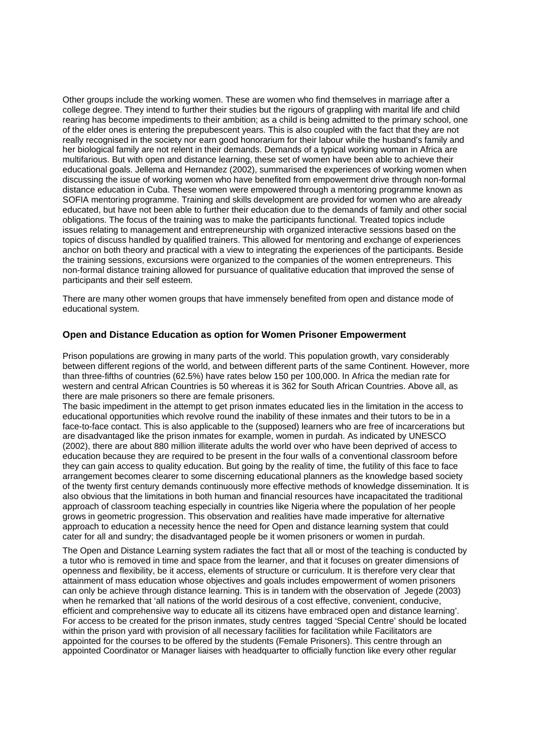Other groups include the working women. These are women who find themselves in marriage after a college degree. They intend to further their studies but the rigours of grappling with marital life and child rearing has become impediments to their ambition; as a child is being admitted to the primary school, one of the elder ones is entering the prepubescent years. This is also coupled with the fact that they are not really recognised in the society nor earn good honorarium for their labour while the husband's family and her biological family are not relent in their demands. Demands of a typical working woman in Africa are multifarious. But with open and distance learning, these set of women have been able to achieve their educational goals. Jellema and Hernandez (2002), summarised the experiences of working women when discussing the issue of working women who have benefited from empowerment drive through non-formal distance education in Cuba. These women were empowered through a mentoring programme known as SOFIA mentoring programme. Training and skills development are provided for women who are already educated, but have not been able to further their education due to the demands of family and other social obligations. The focus of the training was to make the participants functional. Treated topics include issues relating to management and entrepreneurship with organized interactive sessions based on the topics of discuss handled by qualified trainers. This allowed for mentoring and exchange of experiences anchor on both theory and practical with a view to integrating the experiences of the participants. Beside the training sessions, excursions were organized to the companies of the women entrepreneurs. This non-formal distance training allowed for pursuance of qualitative education that improved the sense of participants and their self esteem.

There are many other women groups that have immensely benefited from open and distance mode of educational system.

### Open and Distance Education as option for Women Prisoner Empowerment

Prison populations are growing in many parts of the world. This population growth, vary considerably between different regions of the world, and between different parts of the same Continent. However, more than three-fifths of countries (62.5%) have rates below 150 per 100,000. In Africa the median rate for western and central African Countries is 50 whereas it is 362 for South African Countries. Above all, as there are male prisoners so there are female prisoners.

The basic impediment in the attempt to get prison inmates educated lies in the limitation in the access to educational opportunities which revolve round the inability of these inmates and their tutors to be in a face-to-face contact. This is also applicable to the (supposed) learners who are free of incarcerations but are disadvantaged like the prison inmates for example, women in purdah. As indicated by UNESCO (2002), there are about 880 million illiterate adults the world over who have been deprived of access to education because they are required to be present in the four walls of a conventional classroom before they can gain access to quality education. But going by the reality of time, the futility of this face to face arrangement becomes clearer to some discerning educational planners as the knowledge based society of the twenty first century demands continuously more effective methods of knowledge dissemination. It is also obvious that the limitations in both human and financial resources have incapacitated the traditional approach of classroom teaching especially in countries like Nigeria where the population of her people grows in geometric progression. This observation and realities have made imperative for alternative approach to education a necessity hence the need for Open and distance learning system that could cater for all and sundry; the disadvantaged people be it women prisoners or women in purdah.

The Open and Distance Learning system radiates the fact that all or most of the teaching is conducted by a tutor who is removed in time and space from the learner, and that it focuses on greater dimensions of openness and flexibility, be it access, elements of structure or curriculum. It is therefore very clear that attainment of mass education whose objectives and goals includes empowerment of women prisoners can only be achieve through distance learning. This is in tandem with the observation of Jegede (2003) when he remarked that 'all nations of the world desirous of a cost effective, convenient, conducive, efficient and comprehensive way to educate all its citizens have embraced open and distance learning'. For access to be created for the prison inmates, study centres tagged 'Special Centre' should be located within the prison yard with provision of all necessary facilities for facilitation while Facilitators are appointed for the courses to be offered by the students (Female Prisoners). This centre through an appointed Coordinator or Manager liaises with headquarter to officially function like every other regular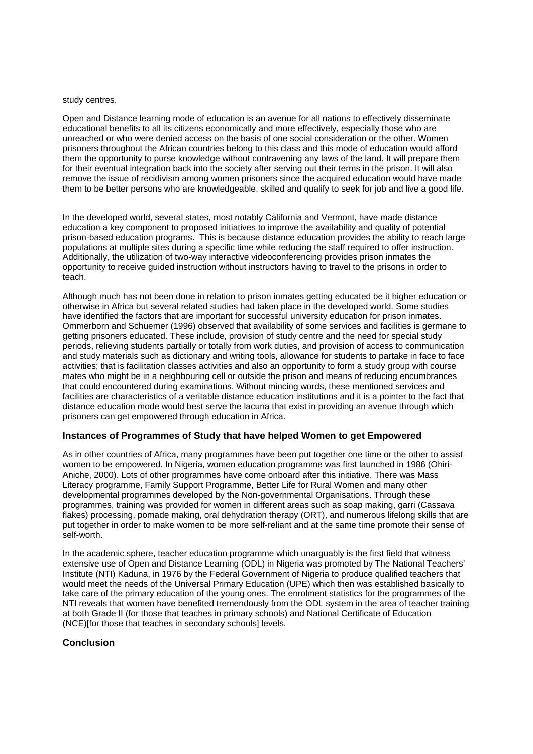study centres.

Open and Distance learning mode of education is an avenue for all nations to effectively disseminate educational benefits to all its citizens economically and more effectively, especially those who are unreached or who were denied access on the basis of one social consideration or the other. Women prisoners throughout the African countries belong to this class and this mode of education would afford them the opportunity to purse knowledge without contravening any laws of the land. It will prepare them for their eventual integration back into the society after serving out their terms in the prison. It will also remove the issue of recidivism among women prisoners since the acquired education would have made them to be better persons who are knowledgeable, skilled and qualify to seek for job and live a good life.

In the developed world, several states, most notably California and Vermont, have made distance education a key component to proposed initiatives to improve the availability and quality of potential prison-based education programs. This is because distance education provides the ability to reach large populations at multiple sites during a specific time while reducing the staff required to offer instruction. Additionally, the utilization of two-way interactive videoconferencing provides prison inmates the opportunity to receive guided instruction without instructors having to travel to the prisons in order to teach.

Although much has not been done in relation to prison inmates getting educated be it higher education or otherwise in Africa but several related studies had taken place in the developed world. Some studies have identified the factors that are important for successful university education for prison inmates. Ommerborn and Schuemer (1996) observed that availability of some services and facilities is germane to getting prisoners educated. These include, provision of study centre and the need for special study periods, relieving students partially or totally from work duties, and provision of access to communication and study materials such as dictionary and writing tools, allowance for students to partake in face to face activities; that is facilitation classes activities and also an opportunity to form a study group with course mates who might be in a neighbouring cell or outside the prison and means of reducing encumbrances that could encountered during examinations. Without mincing words, these mentioned services and facilities are characteristics of a veritable distance education institutions and it is a pointer to the fact that distance education mode would best serve the lacuna that exist in providing an avenue through which prisoners can get empowered through education in Africa.

### Instances of Programmes of Study that have helped Women to get Empowered

As in other countries of Africa, many programmes have been put together one time or the other to assist women to be empowered. In Nigeria, women education programme was first launched in 1986 (Ohiri-Aniche, 2000). Lots of other programmes have come onboard after this initiative. There was Mass Literacy programme, Family Support Programme, Better Life for Rural Women and many other developmental programmes developed by the Non-governmental Organisations. Through these programmes, training was provided for women in different areas such as soap making, garri (Cassava flakes) processing, pomade making, oral dehydration therapy (ORT), and numerous lifelong skills that are put together in order to make women to be more self-reliant and at the same time promote their sense of self-worth.

In the academic sphere, teacher education programme which unarguably is the first field that witness extensive use of Open and Distance Learning (ODL) in Nigeria was promoted by The National Teachers' Institute (NTI) Kaduna, in 1976 by the Federal Government of Nigeria to produce qualified teachers that would meet the needs of the Universal Primary Education (UPE) which then was established basically to take care of the primary education of the young ones. The enrolment statistics for the programmes of the NTI reveals that women have benefited tremendously from the ODL system in the area of teacher training at both Grade II (for those that teaches in primary schools) and National Certificate of Education (NCE)[for those that teaches in secondary schools] levels.

### Conclusion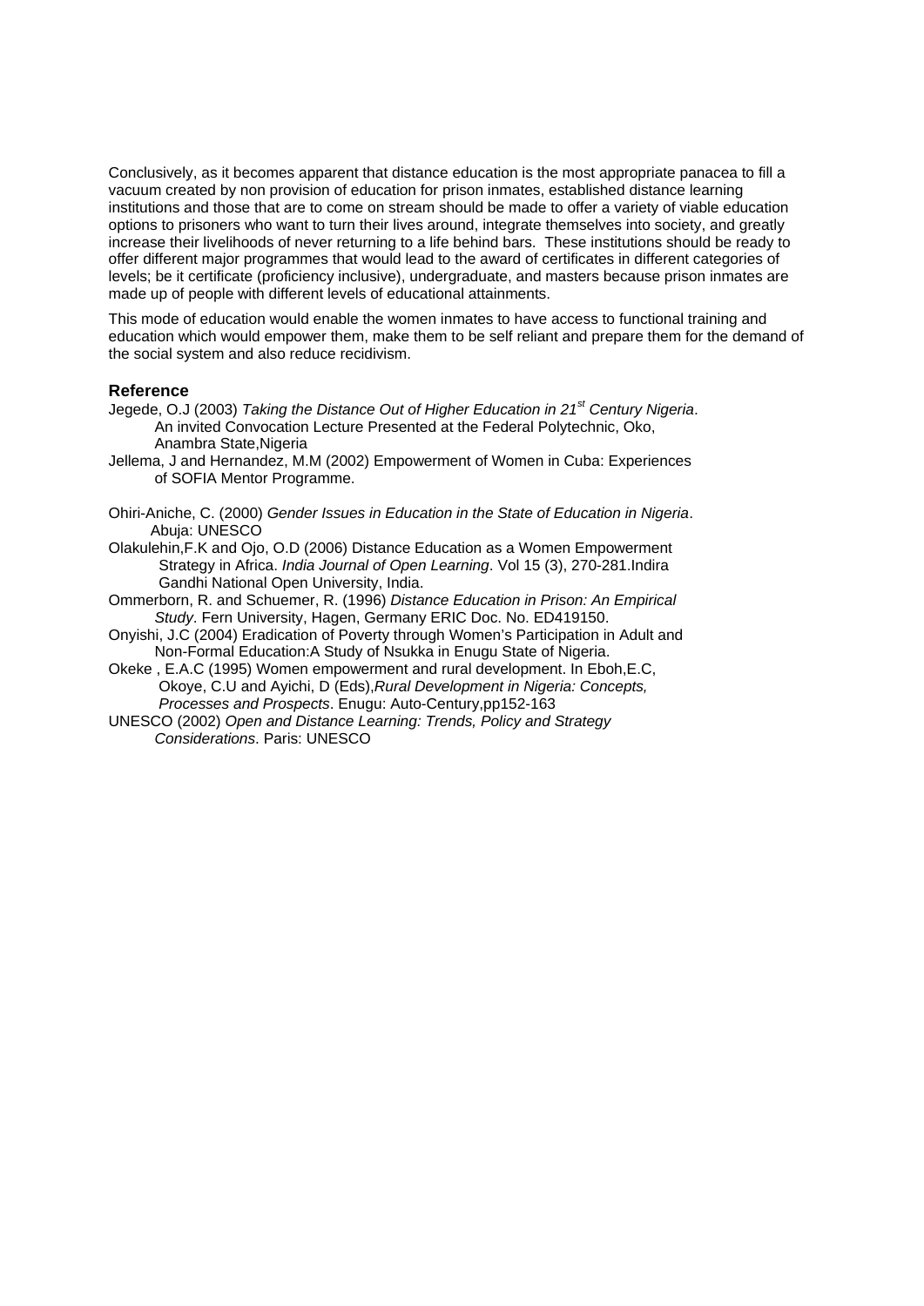Conclusively, as it becomes apparent that distance education is the most appropriate panacea to fill a vacuum created by non provision of education for prison inmates, established distance learning institutions and those that are to come on stream should be made to offer a variety of viable education options to prisoners who want to turn their lives around, integrate themselves into society, and greatly increase their livelihoods of never returning to a life behind bars. These institutions should be ready to offer different major programmes that would lead to the award of certificates in different categories of levels; be it certificate (proficiency inclusive), undergraduate, and masters because prison inmates are made up of people with different levels of educational attainments.

This mode of education would enable the women inmates to have access to functional training and education which would empower them, make them to be self reliant and prepare them for the demand of the social system and also reduce recidivism.

## Reference

Jegede, O.J (2003) *Taking the Distance Out of Higher Education in 21st Century Nigeria*. An invited Convocation Lecture Presented at the Federal Polytechnic, Oko, Anambra State,Nigeria

Jellema, J and Hernandez, M.M (2002) Empowerment of Women in Cuba: Experiences of SOFIA Mentor Programme.

Ohiri-Aniche, C. (2000) *Gender Issues in Education in the State of Education in Nigeria*. Abuja: UNESCO

Olakulehin,F.K and Ojo, O.D (2006) Distance Education as a Women Empowerment Strategy in Africa. *India Journal of Open Learning*. Vol 15 (3), 270-281.Indira Gandhi National Open University, India.

Ommerborn, R. and Schuemer, R. (1996) *Distance Education in Prison: An Empirical Study*. Fern University, Hagen, Germany ERIC Doc. No. ED419150.

Onyishi, J.C (2004) Eradication of Poverty through Women's Participation in Adult and Non-Formal Education:A Study of Nsukka in Enugu State of Nigeria.

Okeke , E.A.C (1995) Women empowerment and rural development. In Eboh,E.C, Okoye, C.U and Ayichi, D (Eds),*Rural Development in Nigeria: Concepts, Processes and Prospects*. Enugu: Auto-Century,pp152-163

UNESCO (2002) *Open and Distance Learning: Trends, Policy and Strategy Considerations*. Paris: UNESCO